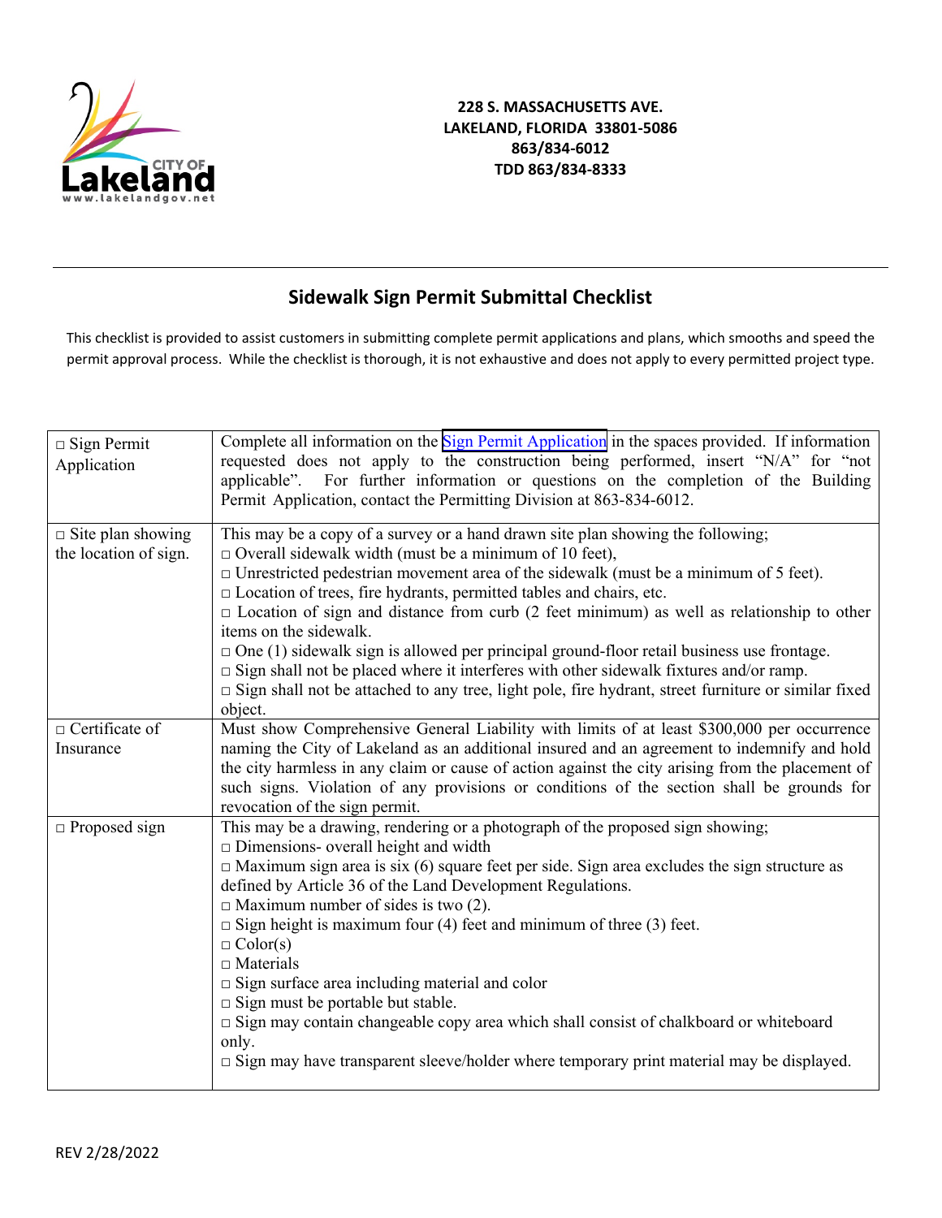228 S. MASSACHUSETTS AVE.
LAKELAND, FLORIDA 33801-5086
863/834-6012
TDD 863/834-8333

## Sidewalk Sign Permit Submittal Checklist

This checklist is provided to assist customers in submitting complete permit applications and plans, which smooths and speed the permit approval process. While the checklist is thorough, it is not exhaustive and does not apply to every permitted project type.

| | |
|---|---|
| □ Sign Permit Application | Complete all information on the Sign Permit Application in the spaces provided. If information requested does not apply to the construction being performed, insert "N/A" for "not applicable". For further information or questions on the completion of the Building Permit Application, contact the Permitting Division at 863-834-6012. |
| □ Site plan showing the location of sign. | This may be a copy of a survey or a hand drawn site plan showing the following;<br>□ Overall sidewalk width (must be a minimum of 10 feet),<br>□ Unrestricted pedestrian movement area of the sidewalk (must be a minimum of 5 feet).<br>□ Location of trees, fire hydrants, permitted tables and chairs, etc.<br>□ Location of sign and distance from curb (2 feet minimum) as well as relationship to other items on the sidewalk.<br>□ One (1) sidewalk sign is allowed per principal ground-floor retail business use frontage.<br>□ Sign shall not be placed where it interferes with other sidewalk fixtures and/or ramp.<br>□ Sign shall not be attached to any tree, light pole, fire hydrant, street furniture or similar fixed object. |
| □ Certificate of Insurance | Must show Comprehensive General Liability with limits of at least $300,000 per occurrence naming the City of Lakeland as an additional insured and an agreement to indemnify and hold the city harmless in any claim or cause of action against the city arising from the placement of such signs. Violation of any provisions or conditions of the section shall be grounds for revocation of the sign permit. |
| □ Proposed sign | This may be a drawing, rendering or a photograph of the proposed sign showing;<br>□ Dimensions- overall height and width<br>□ Maximum sign area is six (6) square feet per side. Sign area excludes the sign structure as defined by Article 36 of the Land Development Regulations.<br>□ Maximum number of sides is two (2).<br>□ Sign height is maximum four (4) feet and minimum of three (3) feet.<br>□ Color(s)<br>□ Materials<br>□ Sign surface area including material and color<br>□ Sign must be portable but stable.<br>□ Sign may contain changeable copy area which shall consist of chalkboard or whiteboard only.<br>□ Sign may have transparent sleeve/holder where temporary print material may be displayed. |

REV 2/28/2022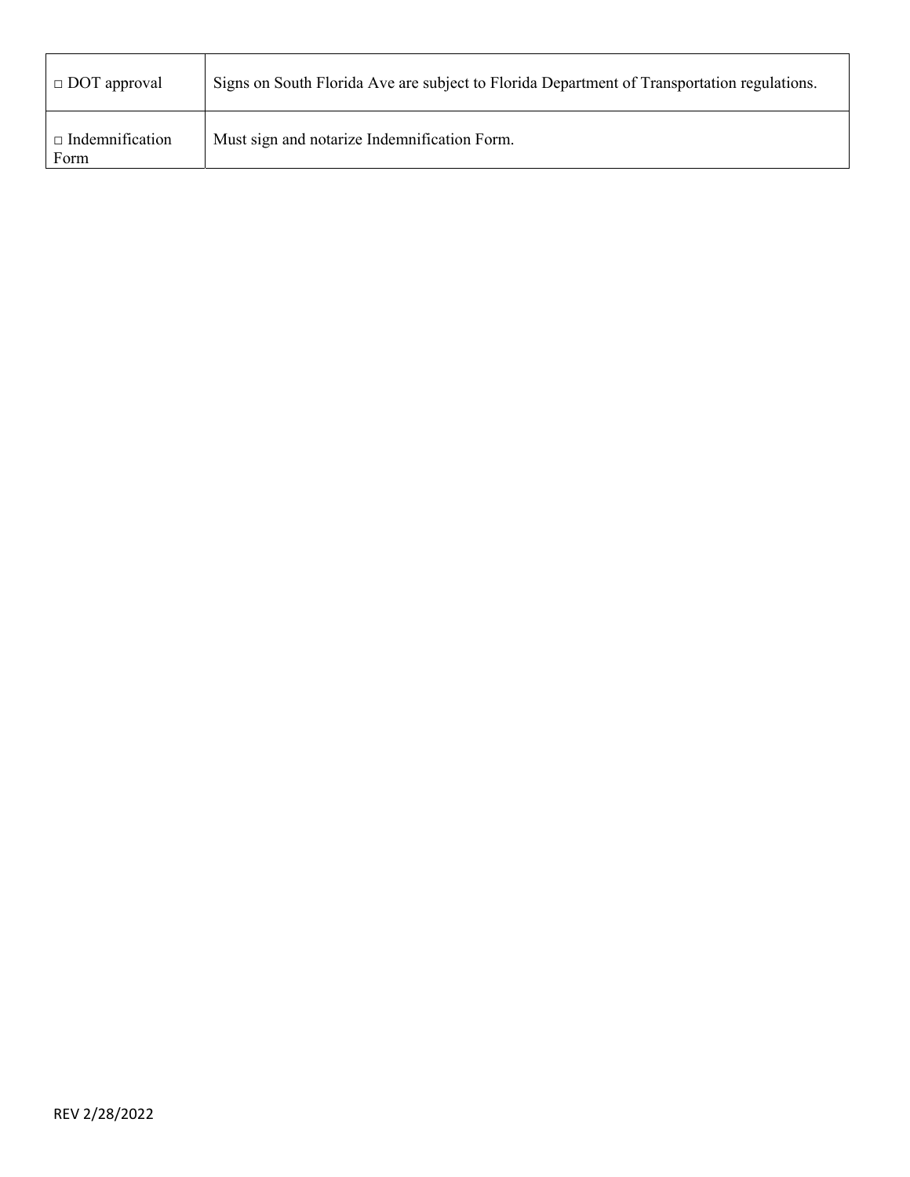| | |
|---|---|
| □ DOT approval | Signs on South Florida Ave are subject to Florida Department of Transportation regulations. |
| □ Indemnification Form | Must sign and notarize Indemnification Form. |

REV 2/28/2022